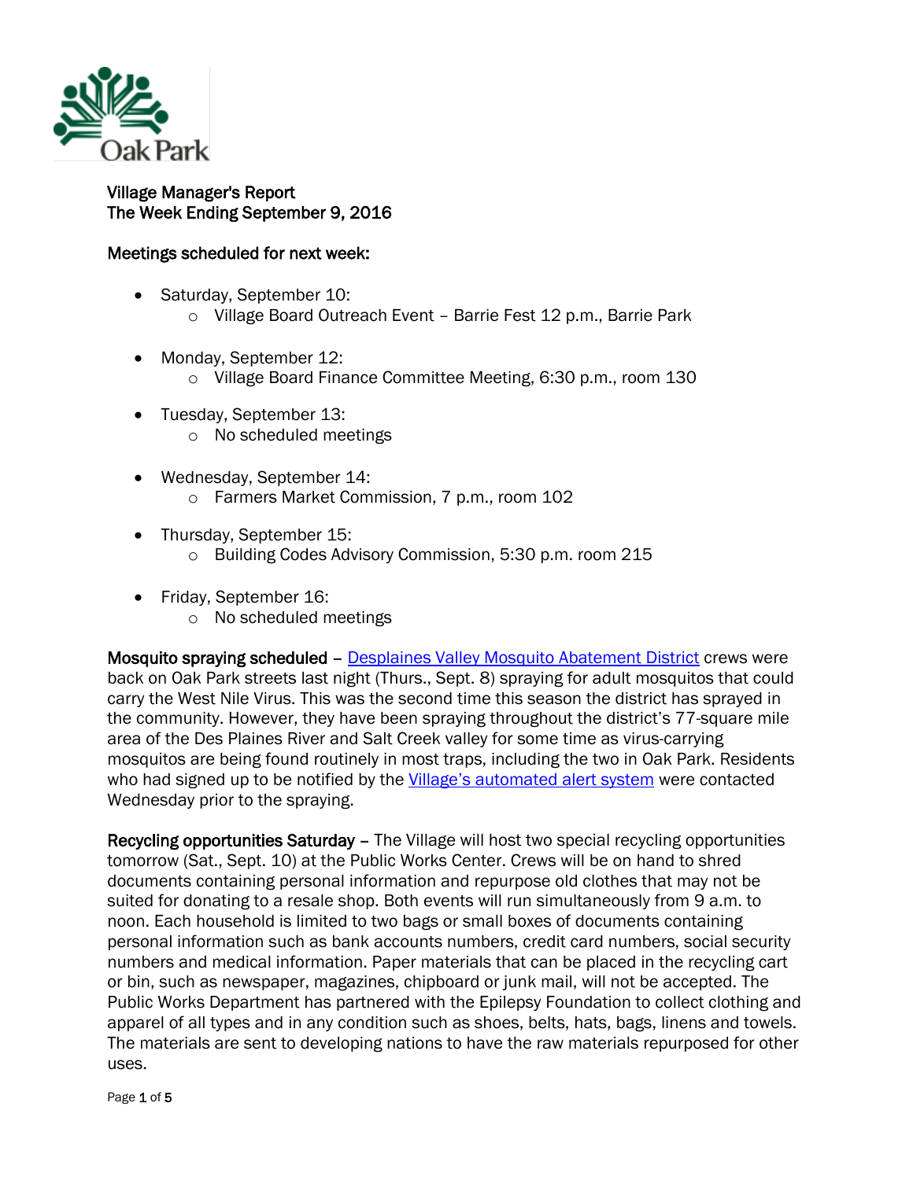Oak Park

**Village Manager's Report**
**The Week Ending September 9, 2016**

**Meetings scheduled for next week:**

- Saturday, September 10:
  - Village Board Outreach Event – Barrie Fest 12 p.m., Barrie Park
- Monday, September 12:
  - Village Board Finance Committee Meeting, 6:30 p.m., room 130
- Tuesday, September 13:
  - No scheduled meetings
- Wednesday, September 14:
  - Farmers Market Commission, 7 p.m., room 102
- Thursday, September 15:
  - Building Codes Advisory Commission, 5:30 p.m. room 215
- Friday, September 16:
  - No scheduled meetings

**Mosquito spraying scheduled** – Desplaines Valley Mosquito Abatement District crews were back on Oak Park streets last night (Thurs., Sept. 8) spraying for adult mosquitos that could carry the West Nile Virus. This was the second time this season the district has sprayed in the community. However, they have been spraying throughout the district's 77-square mile area of the Des Plaines River and Salt Creek valley for some time as virus-carrying mosquitos are being found routinely in most traps, including the two in Oak Park. Residents who had signed up to be notified by the Village's automated alert system were contacted Wednesday prior to the spraying.

**Recycling opportunities Saturday** – The Village will host two special recycling opportunities tomorrow (Sat., Sept. 10) at the Public Works Center. Crews will be on hand to shred documents containing personal information and repurpose old clothes that may not be suited for donating to a resale shop. Both events will run simultaneously from 9 a.m. to noon. Each household is limited to two bags or small boxes of documents containing personal information such as bank accounts numbers, credit card numbers, social security numbers and medical information. Paper materials that can be placed in the recycling cart or bin, such as newspaper, magazines, chipboard or junk mail, will not be accepted. The Public Works Department has partnered with the Epilepsy Foundation to collect clothing and apparel of all types and in any condition such as shoes, belts, hats, bags, linens and towels. The materials are sent to developing nations to have the raw materials repurposed for other uses.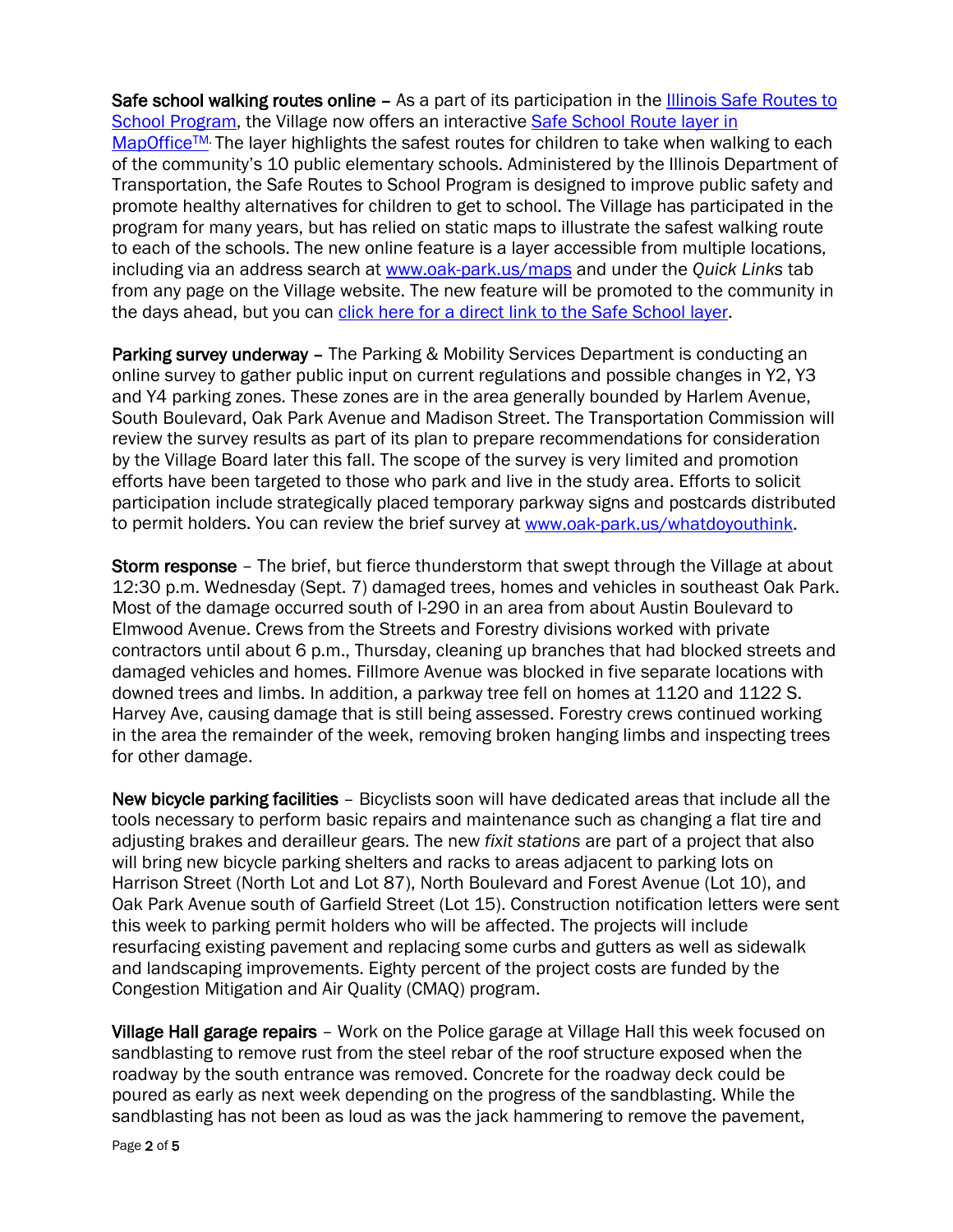**Safe school walking routes online** – As a part of its participation in the Illinois Safe Routes to School Program, the Village now offers an interactive Safe School Route layer in MapOffice™. The layer highlights the safest routes for children to take when walking to each of the community's 10 public elementary schools. Administered by the Illinois Department of Transportation, the Safe Routes to School Program is designed to improve public safety and promote healthy alternatives for children to get to school. The Village has participated in the program for many years, but has relied on static maps to illustrate the safest walking route to each of the schools. The new online feature is a layer accessible from multiple locations, including via an address search at www.oak-park.us/maps and under the *Quick Links* tab from any page on the Village website. The new feature will be promoted to the community in the days ahead, but you can click here for a direct link to the Safe School layer.

**Parking survey underway** – The Parking & Mobility Services Department is conducting an online survey to gather public input on current regulations and possible changes in Y2, Y3 and Y4 parking zones. These zones are in the area generally bounded by Harlem Avenue, South Boulevard, Oak Park Avenue and Madison Street. The Transportation Commission will review the survey results as part of its plan to prepare recommendations for consideration by the Village Board later this fall. The scope of the survey is very limited and promotion efforts have been targeted to those who park and live in the study area. Efforts to solicit participation include strategically placed temporary parkway signs and postcards distributed to permit holders. You can review the brief survey at www.oak-park.us/whatdoyouthink.

**Storm response** – The brief, but fierce thunderstorm that swept through the Village at about 12:30 p.m. Wednesday (Sept. 7) damaged trees, homes and vehicles in southeast Oak Park. Most of the damage occurred south of I-290 in an area from about Austin Boulevard to Elmwood Avenue. Crews from the Streets and Forestry divisions worked with private contractors until about 6 p.m., Thursday, cleaning up branches that had blocked streets and damaged vehicles and homes. Fillmore Avenue was blocked in five separate locations with downed trees and limbs. In addition, a parkway tree fell on homes at 1120 and 1122 S. Harvey Ave, causing damage that is still being assessed. Forestry crews continued working in the area the remainder of the week, removing broken hanging limbs and inspecting trees for other damage.

**New bicycle parking facilities** – Bicyclists soon will have dedicated areas that include all the tools necessary to perform basic repairs and maintenance such as changing a flat tire and adjusting brakes and derailleur gears. The new *fixit stations* are part of a project that also will bring new bicycle parking shelters and racks to areas adjacent to parking lots on Harrison Street (North Lot and Lot 87), North Boulevard and Forest Avenue (Lot 10), and Oak Park Avenue south of Garfield Street (Lot 15). Construction notification letters were sent this week to parking permit holders who will be affected. The projects will include resurfacing existing pavement and replacing some curbs and gutters as well as sidewalk and landscaping improvements. Eighty percent of the project costs are funded by the Congestion Mitigation and Air Quality (CMAQ) program.

**Village Hall garage repairs** – Work on the Police garage at Village Hall this week focused on sandblasting to remove rust from the steel rebar of the roof structure exposed when the roadway by the south entrance was removed. Concrete for the roadway deck could be poured as early as next week depending on the progress of the sandblasting. While the sandblasting has not been as loud as was the jack hammering to remove the pavement,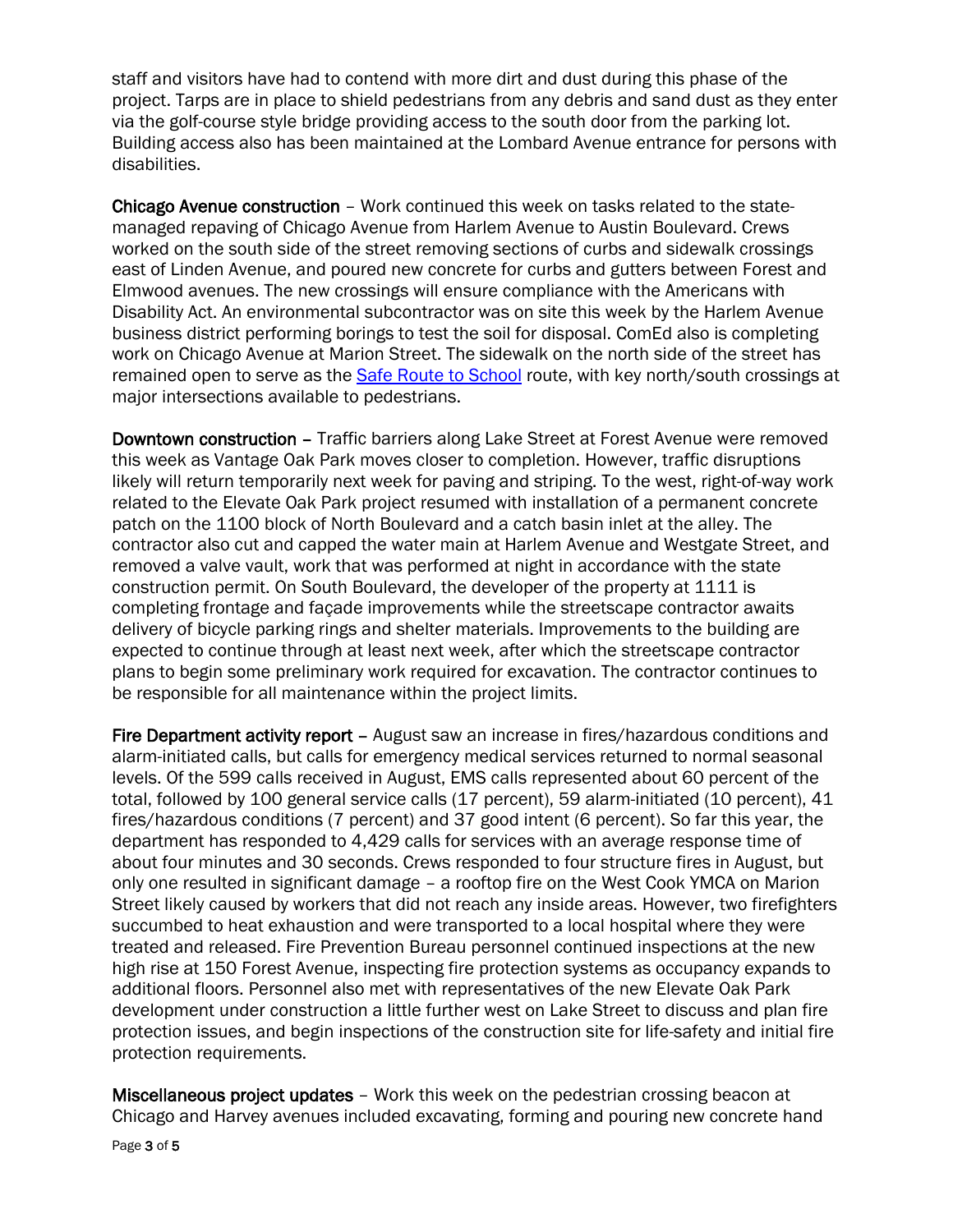staff and visitors have had to contend with more dirt and dust during this phase of the project. Tarps are in place to shield pedestrians from any debris and sand dust as they enter via the golf-course style bridge providing access to the south door from the parking lot. Building access also has been maintained at the Lombard Avenue entrance for persons with disabilities.

**Chicago Avenue construction** – Work continued this week on tasks related to the state-managed repaving of Chicago Avenue from Harlem Avenue to Austin Boulevard. Crews worked on the south side of the street removing sections of curbs and sidewalk crossings east of Linden Avenue, and poured new concrete for curbs and gutters between Forest and Elmwood avenues. The new crossings will ensure compliance with the Americans with Disability Act. An environmental subcontractor was on site this week by the Harlem Avenue business district performing borings to test the soil for disposal. ComEd also is completing work on Chicago Avenue at Marion Street. The sidewalk on the north side of the street has remained open to serve as the Safe Route to School route, with key north/south crossings at major intersections available to pedestrians.

**Downtown construction** – Traffic barriers along Lake Street at Forest Avenue were removed this week as Vantage Oak Park moves closer to completion. However, traffic disruptions likely will return temporarily next week for paving and striping. To the west, right-of-way work related to the Elevate Oak Park project resumed with installation of a permanent concrete patch on the 1100 block of North Boulevard and a catch basin inlet at the alley. The contractor also cut and capped the water main at Harlem Avenue and Westgate Street, and removed a valve vault, work that was performed at night in accordance with the state construction permit. On South Boulevard, the developer of the property at 1111 is completing frontage and façade improvements while the streetscape contractor awaits delivery of bicycle parking rings and shelter materials. Improvements to the building are expected to continue through at least next week, after which the streetscape contractor plans to begin some preliminary work required for excavation. The contractor continues to be responsible for all maintenance within the project limits.

**Fire Department activity report** – August saw an increase in fires/hazardous conditions and alarm-initiated calls, but calls for emergency medical services returned to normal seasonal levels. Of the 599 calls received in August, EMS calls represented about 60 percent of the total, followed by 100 general service calls (17 percent), 59 alarm-initiated (10 percent), 41 fires/hazardous conditions (7 percent) and 37 good intent (6 percent). So far this year, the department has responded to 4,429 calls for services with an average response time of about four minutes and 30 seconds. Crews responded to four structure fires in August, but only one resulted in significant damage – a rooftop fire on the West Cook YMCA on Marion Street likely caused by workers that did not reach any inside areas. However, two firefighters succumbed to heat exhaustion and were transported to a local hospital where they were treated and released. Fire Prevention Bureau personnel continued inspections at the new high rise at 150 Forest Avenue, inspecting fire protection systems as occupancy expands to additional floors. Personnel also met with representatives of the new Elevate Oak Park development under construction a little further west on Lake Street to discuss and plan fire protection issues, and begin inspections of the construction site for life-safety and initial fire protection requirements.

**Miscellaneous project updates** – Work this week on the pedestrian crossing beacon at Chicago and Harvey avenues included excavating, forming and pouring new concrete hand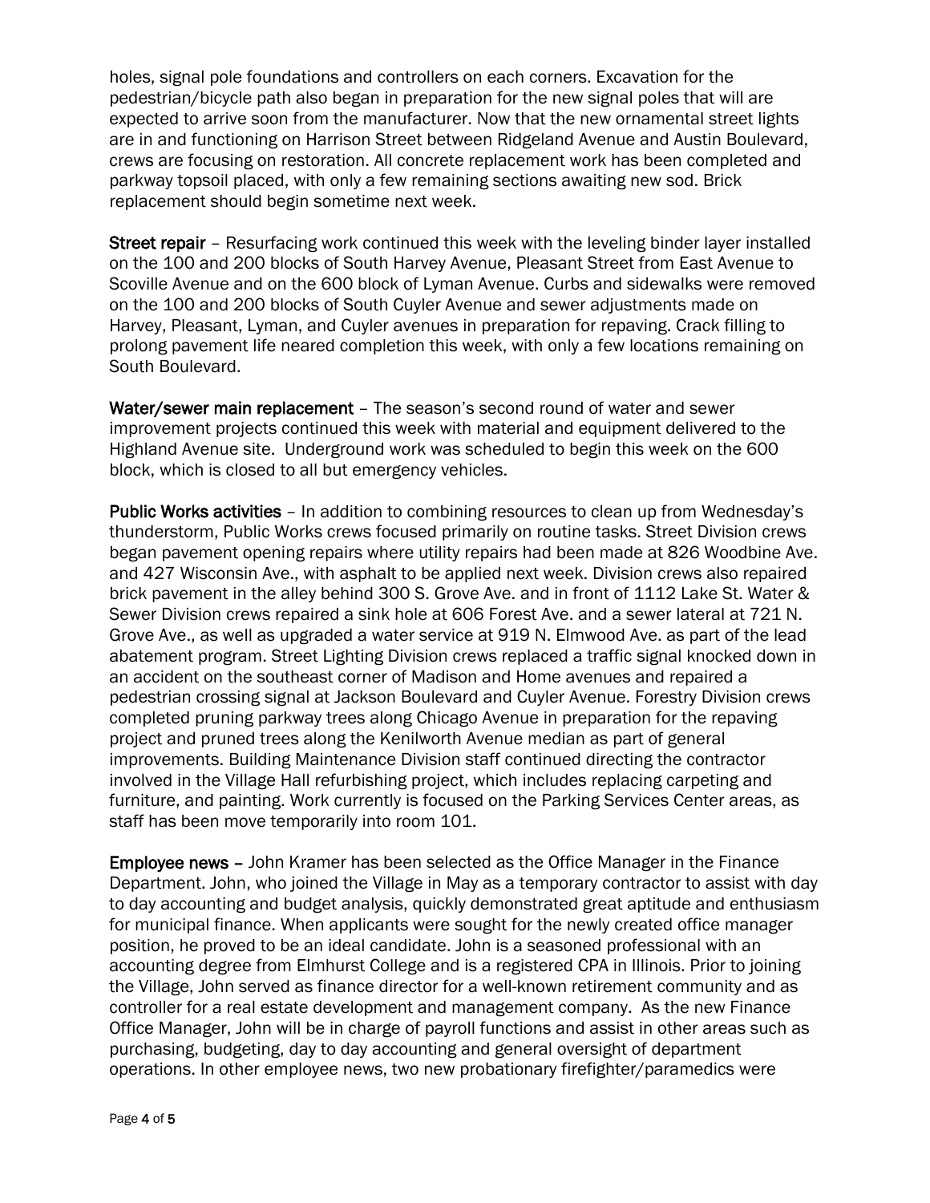holes, signal pole foundations and controllers on each corners. Excavation for the pedestrian/bicycle path also began in preparation for the new signal poles that will are expected to arrive soon from the manufacturer. Now that the new ornamental street lights are in and functioning on Harrison Street between Ridgeland Avenue and Austin Boulevard, crews are focusing on restoration. All concrete replacement work has been completed and parkway topsoil placed, with only a few remaining sections awaiting new sod. Brick replacement should begin sometime next week.

**Street repair** – Resurfacing work continued this week with the leveling binder layer installed on the 100 and 200 blocks of South Harvey Avenue, Pleasant Street from East Avenue to Scoville Avenue and on the 600 block of Lyman Avenue. Curbs and sidewalks were removed on the 100 and 200 blocks of South Cuyler Avenue and sewer adjustments made on Harvey, Pleasant, Lyman, and Cuyler avenues in preparation for repaving. Crack filling to prolong pavement life neared completion this week, with only a few locations remaining on South Boulevard.

**Water/sewer main replacement** – The season's second round of water and sewer improvement projects continued this week with material and equipment delivered to the Highland Avenue site. Underground work was scheduled to begin this week on the 600 block, which is closed to all but emergency vehicles.

**Public Works activities** – In addition to combining resources to clean up from Wednesday's thunderstorm, Public Works crews focused primarily on routine tasks. Street Division crews began pavement opening repairs where utility repairs had been made at 826 Woodbine Ave. and 427 Wisconsin Ave., with asphalt to be applied next week. Division crews also repaired brick pavement in the alley behind 300 S. Grove Ave. and in front of 1112 Lake St. Water & Sewer Division crews repaired a sink hole at 606 Forest Ave. and a sewer lateral at 721 N. Grove Ave., as well as upgraded a water service at 919 N. Elmwood Ave. as part of the lead abatement program. Street Lighting Division crews replaced a traffic signal knocked down in an accident on the southeast corner of Madison and Home avenues and repaired a pedestrian crossing signal at Jackson Boulevard and Cuyler Avenue. Forestry Division crews completed pruning parkway trees along Chicago Avenue in preparation for the repaving project and pruned trees along the Kenilworth Avenue median as part of general improvements. Building Maintenance Division staff continued directing the contractor involved in the Village Hall refurbishing project, which includes replacing carpeting and furniture, and painting. Work currently is focused on the Parking Services Center areas, as staff has been move temporarily into room 101.

**Employee news** – John Kramer has been selected as the Office Manager in the Finance Department. John, who joined the Village in May as a temporary contractor to assist with day to day accounting and budget analysis, quickly demonstrated great aptitude and enthusiasm for municipal finance. When applicants were sought for the newly created office manager position, he proved to be an ideal candidate. John is a seasoned professional with an accounting degree from Elmhurst College and is a registered CPA in Illinois. Prior to joining the Village, John served as finance director for a well-known retirement community and as controller for a real estate development and management company. As the new Finance Office Manager, John will be in charge of payroll functions and assist in other areas such as purchasing, budgeting, day to day accounting and general oversight of department operations. In other employee news, two new probationary firefighter/paramedics were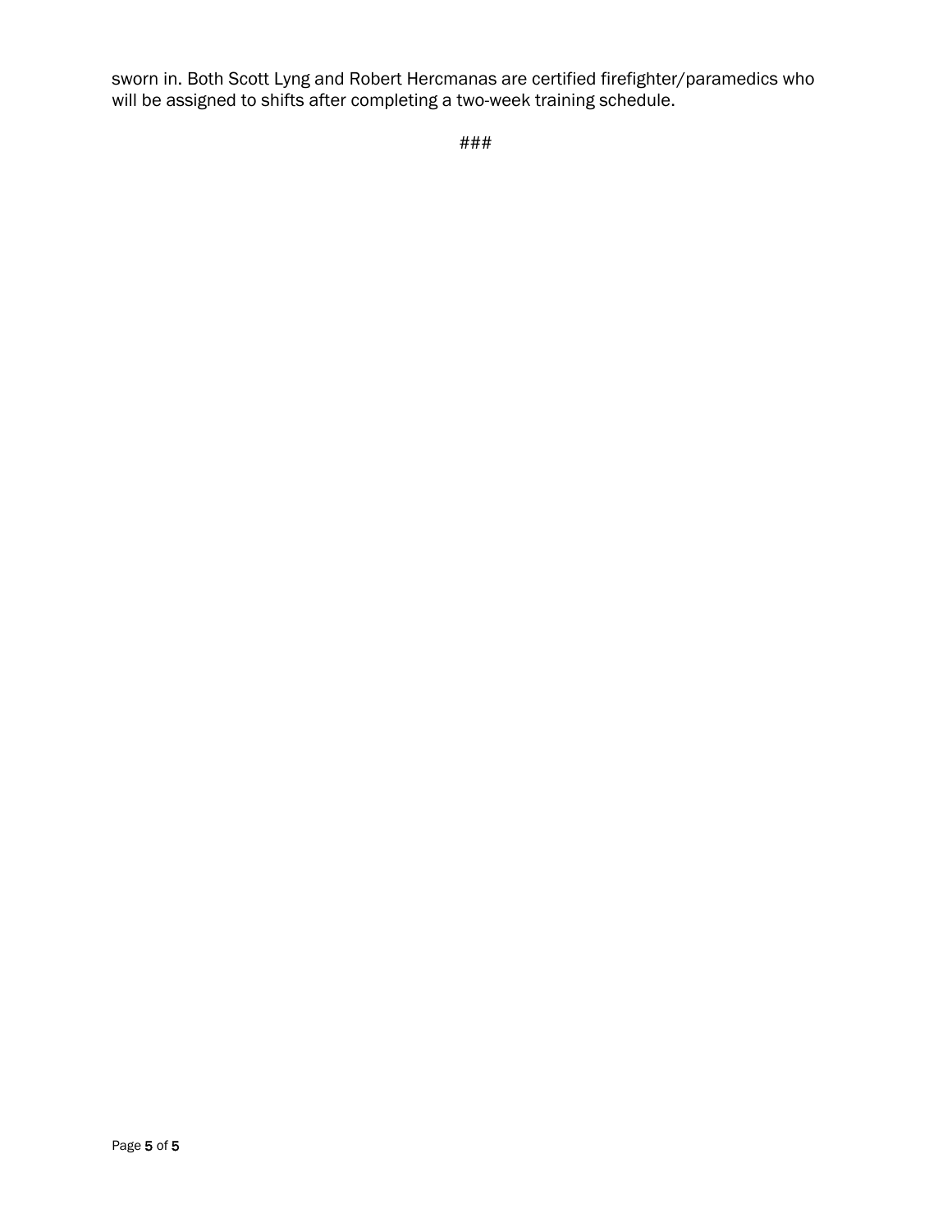sworn in. Both Scott Lyng and Robert Hercmanas are certified firefighter/paramedics who will be assigned to shifts after completing a two-week training schedule.

###